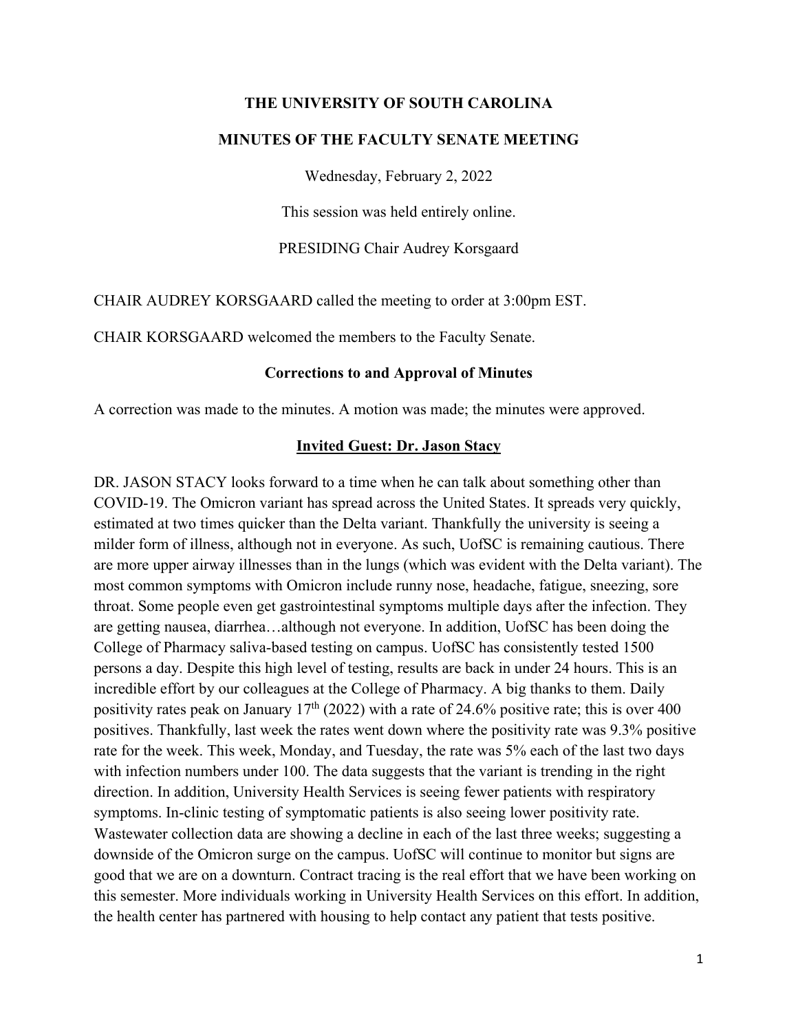# THE UNIVERSITY OF SOUTH CAROLINA

## MINUTES OF THE FACULTY SENATE MEETING

Wednesday, February 2, 2022

This session was held entirely online.

PRESIDING Chair Audrey Korsgaard

CHAIR AUDREY KORSGAARD called the meeting to order at 3:00pm EST.

CHAIR KORSGAARD welcomed the members to the Faculty Senate.

### Corrections to and Approval of Minutes

A correction was made to the minutes. A motion was made; the minutes were approved.

### Invited Guest: Dr. Jason Stacy

DR. JASON STACY looks forward to a time when he can talk about something other than COVID-19. The Omicron variant has spread across the United States. It spreads very quickly, estimated at two times quicker than the Delta variant. Thankfully the university is seeing a milder form of illness, although not in everyone. As such, UofSC is remaining cautious. There are more upper airway illnesses than in the lungs (which was evident with the Delta variant). The most common symptoms with Omicron include runny nose, headache, fatigue, sneezing, sore throat. Some people even get gastrointestinal symptoms multiple days after the infection. They are getting nausea, diarrhea…although not everyone. In addition, UofSC has been doing the College of Pharmacy saliva-based testing on campus. UofSC has consistently tested 1500 persons a day. Despite this high level of testing, results are back in under 24 hours. This is an incredible effort by our colleagues at the College of Pharmacy. A big thanks to them. Daily positivity rates peak on January 17th (2022) with a rate of 24.6% positive rate; this is over 400 positives. Thankfully, last week the rates went down where the positivity rate was 9.3% positive rate for the week. This week, Monday, and Tuesday, the rate was 5% each of the last two days with infection numbers under 100. The data suggests that the variant is trending in the right direction. In addition, University Health Services is seeing fewer patients with respiratory symptoms. In-clinic testing of symptomatic patients is also seeing lower positivity rate. Wastewater collection data are showing a decline in each of the last three weeks; suggesting a downside of the Omicron surge on the campus. UofSC will continue to monitor but signs are good that we are on a downturn. Contract tracing is the real effort that we have been working on this semester. More individuals working in University Health Services on this effort. In addition, the health center has partnered with housing to help contact any patient that tests positive.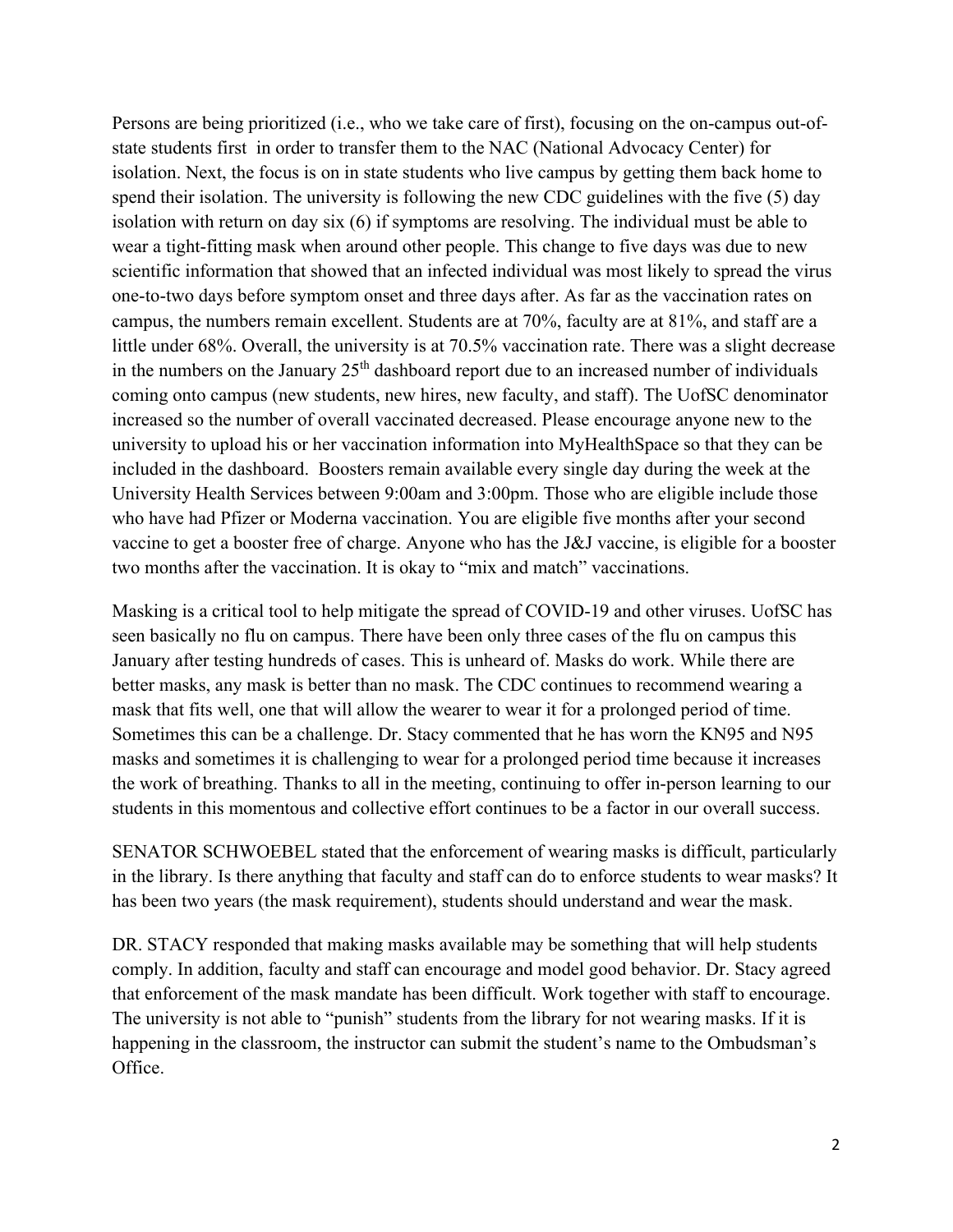Persons are being prioritized (i.e., who we take care of first), focusing on the on-campus out-of-state students first in order to transfer them to the NAC (National Advocacy Center) for isolation. Next, the focus is on in state students who live campus by getting them back home to spend their isolation. The university is following the new CDC guidelines with the five (5) day isolation with return on day six (6) if symptoms are resolving. The individual must be able to wear a tight-fitting mask when around other people. This change to five days was due to new scientific information that showed that an infected individual was most likely to spread the virus one-to-two days before symptom onset and three days after. As far as the vaccination rates on campus, the numbers remain excellent. Students are at 70%, faculty are at 81%, and staff are a little under 68%. Overall, the university is at 70.5% vaccination rate. There was a slight decrease in the numbers on the January 25th dashboard report due to an increased number of individuals coming onto campus (new students, new hires, new faculty, and staff). The UofSC denominator increased so the number of overall vaccinated decreased. Please encourage anyone new to the university to upload his or her vaccination information into MyHealthSpace so that they can be included in the dashboard. Boosters remain available every single day during the week at the University Health Services between 9:00am and 3:00pm. Those who are eligible include those who have had Pfizer or Moderna vaccination. You are eligible five months after your second vaccine to get a booster free of charge. Anyone who has the J&J vaccine, is eligible for a booster two months after the vaccination. It is okay to "mix and match" vaccinations.

Masking is a critical tool to help mitigate the spread of COVID-19 and other viruses. UofSC has seen basically no flu on campus. There have been only three cases of the flu on campus this January after testing hundreds of cases. This is unheard of. Masks do work. While there are better masks, any mask is better than no mask. The CDC continues to recommend wearing a mask that fits well, one that will allow the wearer to wear it for a prolonged period of time. Sometimes this can be a challenge. Dr. Stacy commented that he has worn the KN95 and N95 masks and sometimes it is challenging to wear for a prolonged period time because it increases the work of breathing. Thanks to all in the meeting, continuing to offer in-person learning to our students in this momentous and collective effort continues to be a factor in our overall success.

SENATOR SCHWOEBEL stated that the enforcement of wearing masks is difficult, particularly in the library. Is there anything that faculty and staff can do to enforce students to wear masks? It has been two years (the mask requirement), students should understand and wear the mask.

DR. STACY responded that making masks available may be something that will help students comply. In addition, faculty and staff can encourage and model good behavior. Dr. Stacy agreed that enforcement of the mask mandate has been difficult. Work together with staff to encourage. The university is not able to "punish" students from the library for not wearing masks. If it is happening in the classroom, the instructor can submit the student's name to the Ombudsman's Office.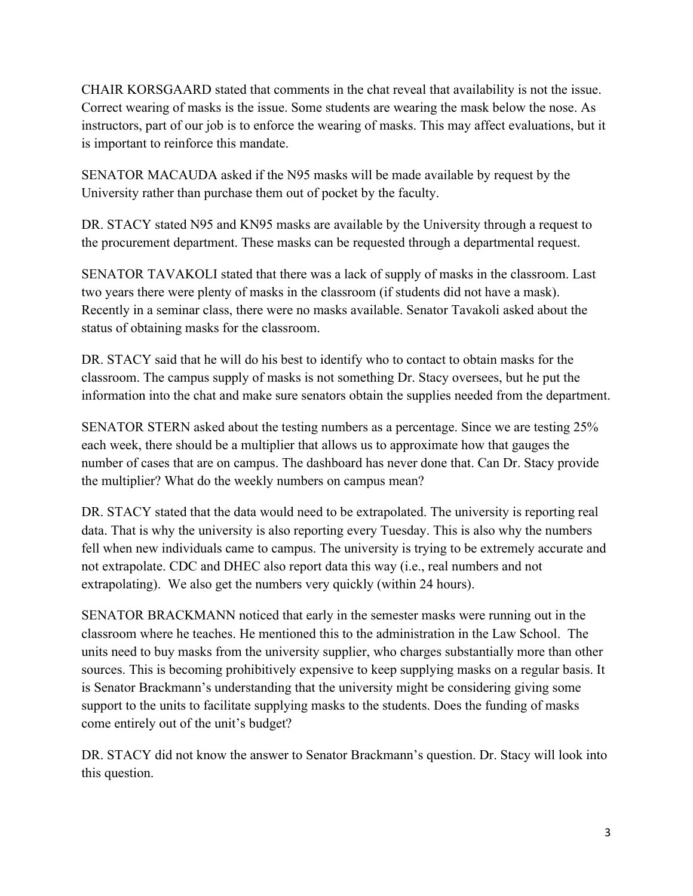CHAIR KORSGAARD stated that comments in the chat reveal that availability is not the issue. Correct wearing of masks is the issue. Some students are wearing the mask below the nose. As instructors, part of our job is to enforce the wearing of masks. This may affect evaluations, but it is important to reinforce this mandate.

SENATOR MACAUDA asked if the N95 masks will be made available by request by the University rather than purchase them out of pocket by the faculty.

DR. STACY stated N95 and KN95 masks are available by the University through a request to the procurement department. These masks can be requested through a departmental request.

SENATOR TAVAKOLI stated that there was a lack of supply of masks in the classroom. Last two years there were plenty of masks in the classroom (if students did not have a mask). Recently in a seminar class, there were no masks available. Senator Tavakoli asked about the status of obtaining masks for the classroom.

DR. STACY said that he will do his best to identify who to contact to obtain masks for the classroom. The campus supply of masks is not something Dr. Stacy oversees, but he put the information into the chat and make sure senators obtain the supplies needed from the department.

SENATOR STERN asked about the testing numbers as a percentage. Since we are testing 25% each week, there should be a multiplier that allows us to approximate how that gauges the number of cases that are on campus. The dashboard has never done that. Can Dr. Stacy provide the multiplier? What do the weekly numbers on campus mean?

DR. STACY stated that the data would need to be extrapolated. The university is reporting real data. That is why the university is also reporting every Tuesday. This is also why the numbers fell when new individuals came to campus. The university is trying to be extremely accurate and not extrapolate. CDC and DHEC also report data this way (i.e., real numbers and not extrapolating). We also get the numbers very quickly (within 24 hours).

SENATOR BRACKMANN noticed that early in the semester masks were running out in the classroom where he teaches. He mentioned this to the administration in the Law School. The units need to buy masks from the university supplier, who charges substantially more than other sources. This is becoming prohibitively expensive to keep supplying masks on a regular basis. It is Senator Brackmann's understanding that the university might be considering giving some support to the units to facilitate supplying masks to the students. Does the funding of masks come entirely out of the unit's budget?

DR. STACY did not know the answer to Senator Brackmann's question. Dr. Stacy will look into this question.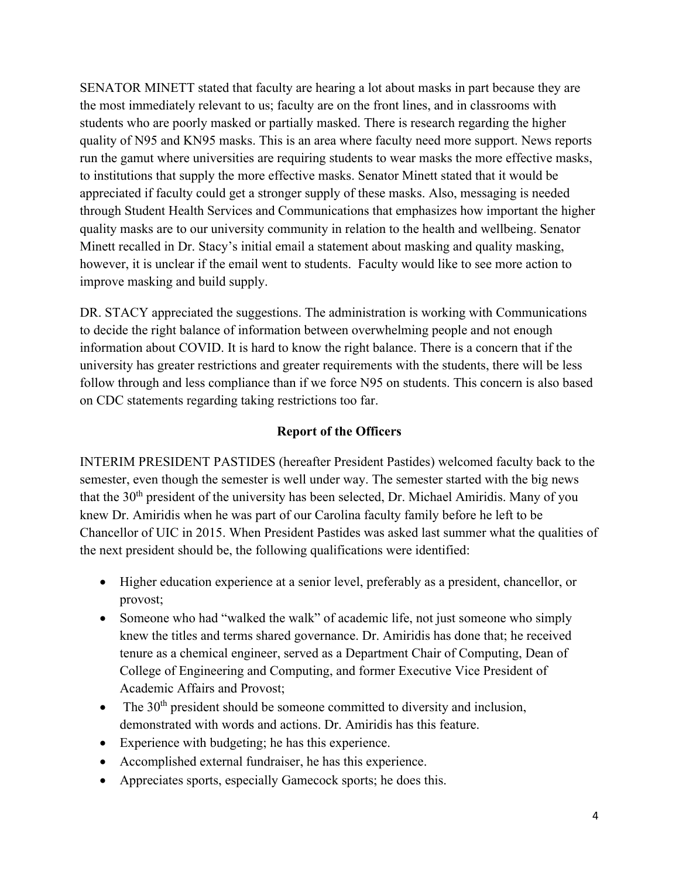SENATOR MINETT stated that faculty are hearing a lot about masks in part because they are the most immediately relevant to us; faculty are on the front lines, and in classrooms with students who are poorly masked or partially masked. There is research regarding the higher quality of N95 and KN95 masks. This is an area where faculty need more support. News reports run the gamut where universities are requiring students to wear masks the more effective masks, to institutions that supply the more effective masks. Senator Minett stated that it would be appreciated if faculty could get a stronger supply of these masks. Also, messaging is needed through Student Health Services and Communications that emphasizes how important the higher quality masks are to our university community in relation to the health and wellbeing. Senator Minett recalled in Dr. Stacy's initial email a statement about masking and quality masking, however, it is unclear if the email went to students. Faculty would like to see more action to improve masking and build supply.

DR. STACY appreciated the suggestions. The administration is working with Communications to decide the right balance of information between overwhelming people and not enough information about COVID. It is hard to know the right balance. There is a concern that if the university has greater restrictions and greater requirements with the students, there will be less follow through and less compliance than if we force N95 on students. This concern is also based on CDC statements regarding taking restrictions too far.

**Report of the Officers**

INTERIM PRESIDENT PASTIDES (hereafter President Pastides) welcomed faculty back to the semester, even though the semester is well under way. The semester started with the big news that the 30th president of the university has been selected, Dr. Michael Amiridis. Many of you knew Dr. Amiridis when he was part of our Carolina faculty family before he left to be Chancellor of UIC in 2015. When President Pastides was asked last summer what the qualities of the next president should be, the following qualifications were identified:

- Higher education experience at a senior level, preferably as a president, chancellor, or provost;
- Someone who had "walked the walk" of academic life, not just someone who simply knew the titles and terms shared governance. Dr. Amiridis has done that; he received tenure as a chemical engineer, served as a Department Chair of Computing, Dean of College of Engineering and Computing, and former Executive Vice President of Academic Affairs and Provost;
- The 30th president should be someone committed to diversity and inclusion, demonstrated with words and actions. Dr. Amiridis has this feature.
- Experience with budgeting; he has this experience.
- Accomplished external fundraiser, he has this experience.
- Appreciates sports, especially Gamecock sports; he does this.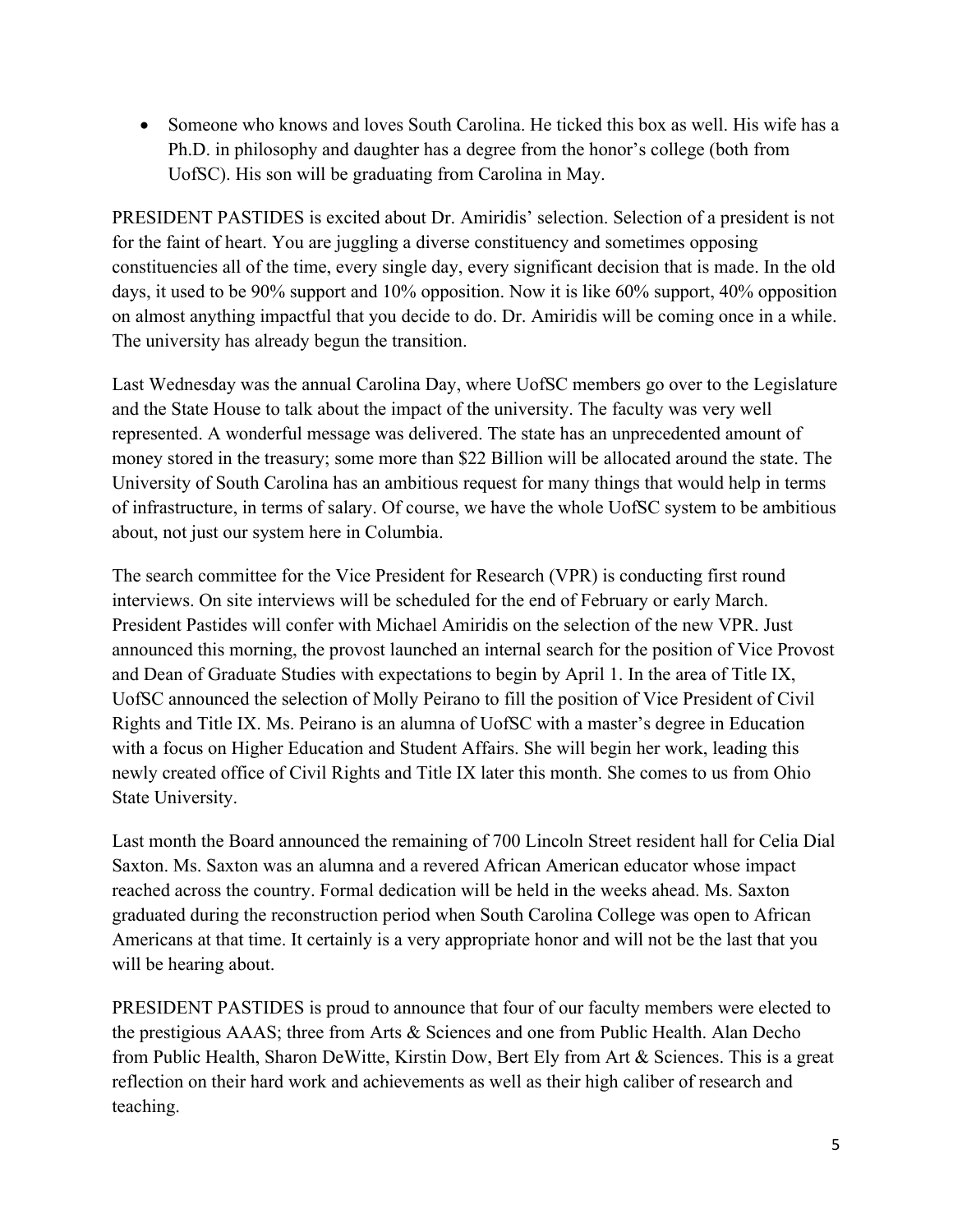- Someone who knows and loves South Carolina. He ticked this box as well. His wife has a Ph.D. in philosophy and daughter has a degree from the honor's college (both from UofSC). His son will be graduating from Carolina in May.

PRESIDENT PASTIDES is excited about Dr. Amiridis' selection. Selection of a president is not for the faint of heart. You are juggling a diverse constituency and sometimes opposing constituencies all of the time, every single day, every significant decision that is made. In the old days, it used to be 90% support and 10% opposition. Now it is like 60% support, 40% opposition on almost anything impactful that you decide to do. Dr. Amiridis will be coming once in a while. The university has already begun the transition.

Last Wednesday was the annual Carolina Day, where UofSC members go over to the Legislature and the State House to talk about the impact of the university. The faculty was very well represented. A wonderful message was delivered. The state has an unprecedented amount of money stored in the treasury; some more than $22 Billion will be allocated around the state. The University of South Carolina has an ambitious request for many things that would help in terms of infrastructure, in terms of salary. Of course, we have the whole UofSC system to be ambitious about, not just our system here in Columbia.

The search committee for the Vice President for Research (VPR) is conducting first round interviews. On site interviews will be scheduled for the end of February or early March. President Pastides will confer with Michael Amiridis on the selection of the new VPR. Just announced this morning, the provost launched an internal search for the position of Vice Provost and Dean of Graduate Studies with expectations to begin by April 1. In the area of Title IX, UofSC announced the selection of Molly Peirano to fill the position of Vice President of Civil Rights and Title IX. Ms. Peirano is an alumna of UofSC with a master's degree in Education with a focus on Higher Education and Student Affairs. She will begin her work, leading this newly created office of Civil Rights and Title IX later this month. She comes to us from Ohio State University.

Last month the Board announced the remaining of 700 Lincoln Street resident hall for Celia Dial Saxton. Ms. Saxton was an alumna and a revered African American educator whose impact reached across the country. Formal dedication will be held in the weeks ahead. Ms. Saxton graduated during the reconstruction period when South Carolina College was open to African Americans at that time. It certainly is a very appropriate honor and will not be the last that you will be hearing about.

PRESIDENT PASTIDES is proud to announce that four of our faculty members were elected to the prestigious AAAS; three from Arts & Sciences and one from Public Health. Alan Decho from Public Health, Sharon DeWitte, Kirstin Dow, Bert Ely from Art & Sciences. This is a great reflection on their hard work and achievements as well as their high caliber of research and teaching.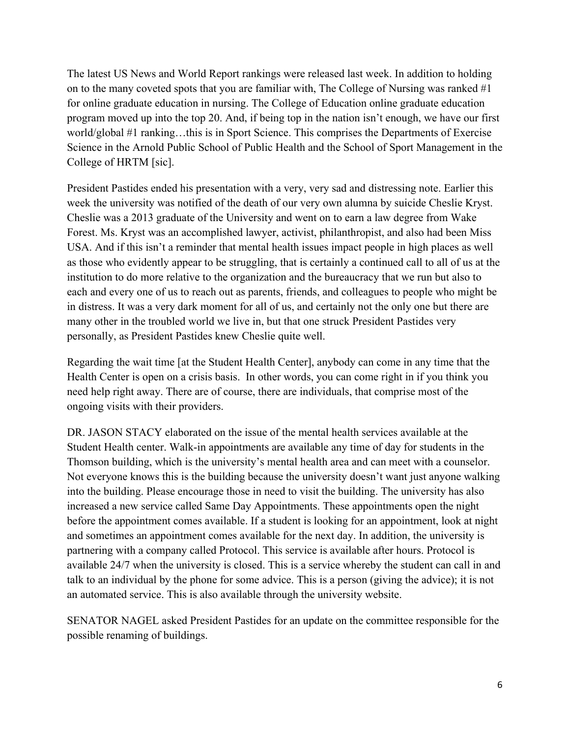The latest US News and World Report rankings were released last week. In addition to holding on to the many coveted spots that you are familiar with, The College of Nursing was ranked #1 for online graduate education in nursing. The College of Education online graduate education program moved up into the top 20. And, if being top in the nation isn't enough, we have our first world/global #1 ranking…this is in Sport Science. This comprises the Departments of Exercise Science in the Arnold Public School of Public Health and the School of Sport Management in the College of HRTM [sic].

President Pastides ended his presentation with a very, very sad and distressing note. Earlier this week the university was notified of the death of our very own alumna by suicide Cheslie Kryst. Cheslie was a 2013 graduate of the University and went on to earn a law degree from Wake Forest. Ms. Kryst was an accomplished lawyer, activist, philanthropist, and also had been Miss USA. And if this isn't a reminder that mental health issues impact people in high places as well as those who evidently appear to be struggling, that is certainly a continued call to all of us at the institution to do more relative to the organization and the bureaucracy that we run but also to each and every one of us to reach out as parents, friends, and colleagues to people who might be in distress. It was a very dark moment for all of us, and certainly not the only one but there are many other in the troubled world we live in, but that one struck President Pastides very personally, as President Pastides knew Cheslie quite well.

Regarding the wait time [at the Student Health Center], anybody can come in any time that the Health Center is open on a crisis basis. In other words, you can come right in if you think you need help right away. There are of course, there are individuals, that comprise most of the ongoing visits with their providers.

DR. JASON STACY elaborated on the issue of the mental health services available at the Student Health center. Walk-in appointments are available any time of day for students in the Thomson building, which is the university's mental health area and can meet with a counselor. Not everyone knows this is the building because the university doesn't want just anyone walking into the building. Please encourage those in need to visit the building. The university has also increased a new service called Same Day Appointments. These appointments open the night before the appointment comes available. If a student is looking for an appointment, look at night and sometimes an appointment comes available for the next day. In addition, the university is partnering with a company called Protocol. This service is available after hours. Protocol is available 24/7 when the university is closed. This is a service whereby the student can call in and talk to an individual by the phone for some advice. This is a person (giving the advice); it is not an automated service. This is also available through the university website.

SENATOR NAGEL asked President Pastides for an update on the committee responsible for the possible renaming of buildings.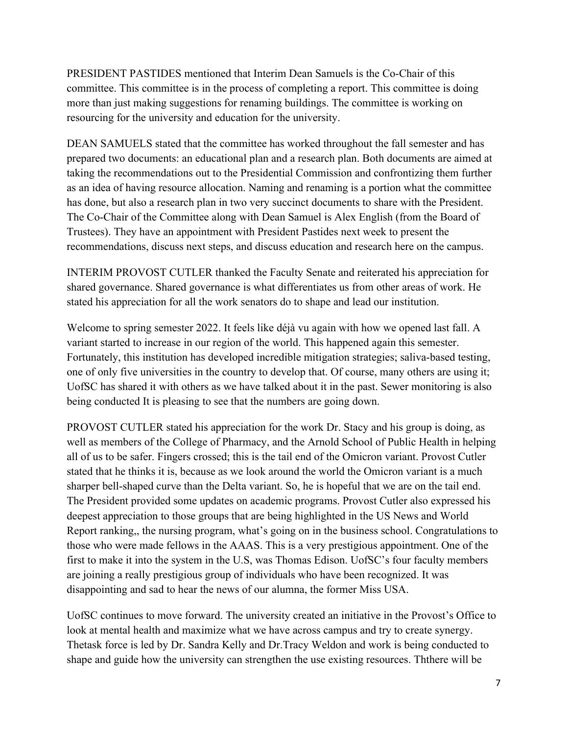PRESIDENT PASTIDES mentioned that Interim Dean Samuels is the Co-Chair of this committee. This committee is in the process of completing a report. This committee is doing more than just making suggestions for renaming buildings. The committee is working on resourcing for the university and education for the university.

DEAN SAMUELS stated that the committee has worked throughout the fall semester and has prepared two documents: an educational plan and a research plan. Both documents are aimed at taking the recommendations out to the Presidential Commission and confrontizing them further as an idea of having resource allocation. Naming and renaming is a portion what the committee has done, but also a research plan in two very succinct documents to share with the President. The Co-Chair of the Committee along with Dean Samuel is Alex English (from the Board of Trustees). They have an appointment with President Pastides next week to present the recommendations, discuss next steps, and discuss education and research here on the campus.

INTERIM PROVOST CUTLER thanked the Faculty Senate and reiterated his appreciation for shared governance. Shared governance is what differentiates us from other areas of work. He stated his appreciation for all the work senators do to shape and lead our institution.

Welcome to spring semester 2022. It feels like déjà vu again with how we opened last fall. A variant started to increase in our region of the world. This happened again this semester. Fortunately, this institution has developed incredible mitigation strategies; saliva-based testing, one of only five universities in the country to develop that. Of course, many others are using it; UofSC has shared it with others as we have talked about it in the past. Sewer monitoring is also being conducted It is pleasing to see that the numbers are going down.

PROVOST CUTLER stated his appreciation for the work Dr. Stacy and his group is doing, as well as members of the College of Pharmacy, and the Arnold School of Public Health in helping all of us to be safer. Fingers crossed; this is the tail end of the Omicron variant. Provost Cutler stated that he thinks it is, because as we look around the world the Omicron variant is a much sharper bell-shaped curve than the Delta variant. So, he is hopeful that we are on the tail end. The President provided some updates on academic programs. Provost Cutler also expressed his deepest appreciation to those groups that are being highlighted in the US News and World Report ranking,, the nursing program, what's going on in the business school. Congratulations to those who were made fellows in the AAAS. This is a very prestigious appointment. One of the first to make it into the system in the U.S, was Thomas Edison. UofSC's four faculty members are joining a really prestigious group of individuals who have been recognized. It was disappointing and sad to hear the news of our alumna, the former Miss USA.

UofSC continues to move forward. The university created an initiative in the Provost's Office to look at mental health and maximize what we have across campus and try to create synergy. Thetask force is led by Dr. Sandra Kelly and Dr.Tracy Weldon and work is being conducted to shape and guide how the university can strengthen the use existing resources. Ththere will be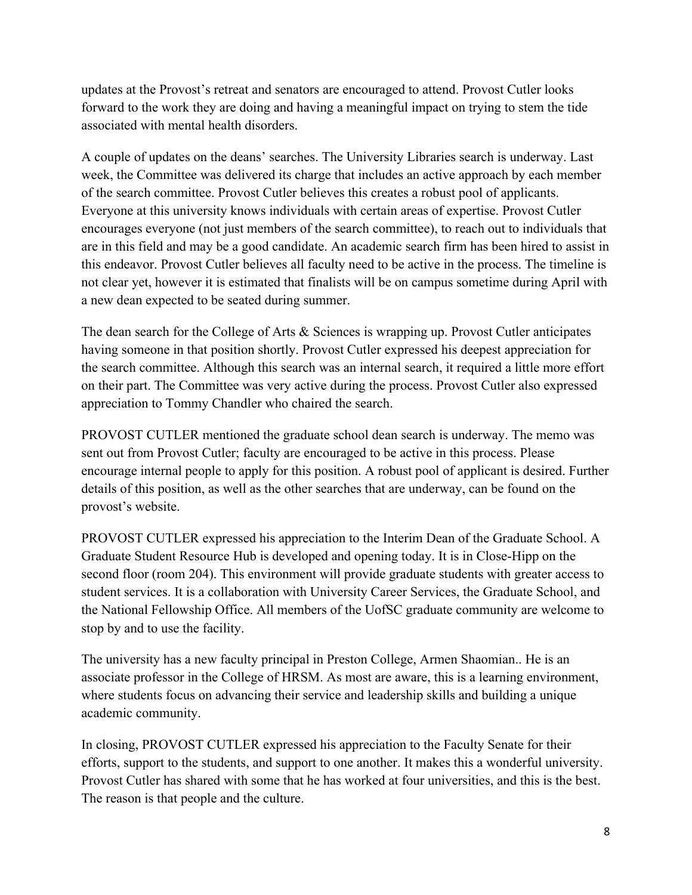updates at the Provost's retreat and senators are encouraged to attend. Provost Cutler looks forward to the work they are doing and having a meaningful impact on trying to stem the tide associated with mental health disorders.

A couple of updates on the deans' searches. The University Libraries search is underway. Last week, the Committee was delivered its charge that includes an active approach by each member of the search committee. Provost Cutler believes this creates a robust pool of applicants. Everyone at this university knows individuals with certain areas of expertise. Provost Cutler encourages everyone (not just members of the search committee), to reach out to individuals that are in this field and may be a good candidate. An academic search firm has been hired to assist in this endeavor. Provost Cutler believes all faculty need to be active in the process. The timeline is not clear yet, however it is estimated that finalists will be on campus sometime during April with a new dean expected to be seated during summer.

The dean search for the College of Arts & Sciences is wrapping up. Provost Cutler anticipates having someone in that position shortly. Provost Cutler expressed his deepest appreciation for the search committee. Although this search was an internal search, it required a little more effort on their part. The Committee was very active during the process. Provost Cutler also expressed appreciation to Tommy Chandler who chaired the search.

PROVOST CUTLER mentioned the graduate school dean search is underway. The memo was sent out from Provost Cutler; faculty are encouraged to be active in this process. Please encourage internal people to apply for this position. A robust pool of applicant is desired. Further details of this position, as well as the other searches that are underway, can be found on the provost's website.

PROVOST CUTLER expressed his appreciation to the Interim Dean of the Graduate School. A Graduate Student Resource Hub is developed and opening today. It is in Close-Hipp on the second floor (room 204). This environment will provide graduate students with greater access to student services. It is a collaboration with University Career Services, the Graduate School, and the National Fellowship Office. All members of the UofSC graduate community are welcome to stop by and to use the facility.

The university has a new faculty principal in Preston College, Armen Shaomian.. He is an associate professor in the College of HRSM. As most are aware, this is a learning environment, where students focus on advancing their service and leadership skills and building a unique academic community.

In closing, PROVOST CUTLER expressed his appreciation to the Faculty Senate for their efforts, support to the students, and support to one another. It makes this a wonderful university. Provost Cutler has shared with some that he has worked at four universities, and this is the best. The reason is that people and the culture.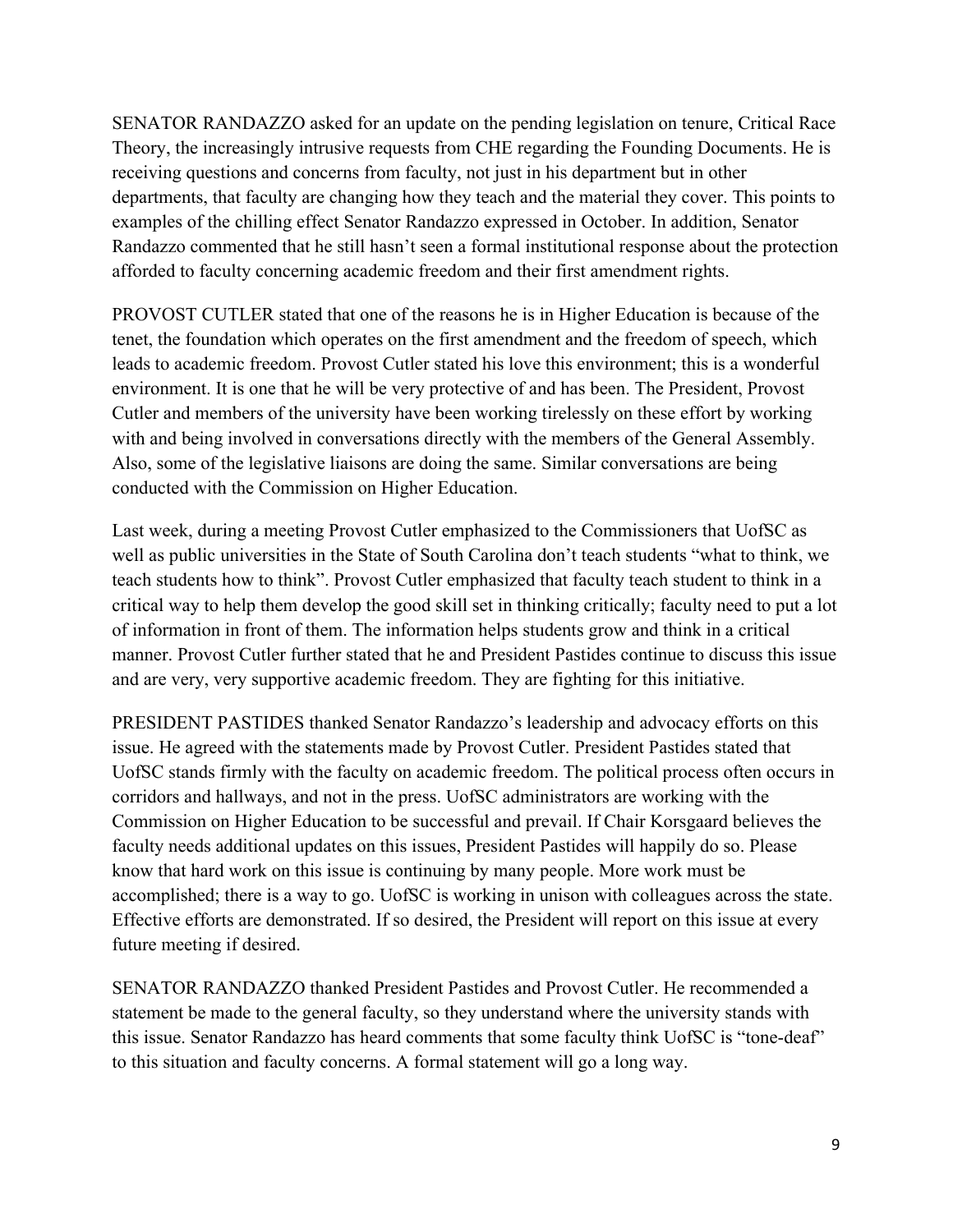SENATOR RANDAZZO asked for an update on the pending legislation on tenure, Critical Race Theory, the increasingly intrusive requests from CHE regarding the Founding Documents. He is receiving questions and concerns from faculty, not just in his department but in other departments, that faculty are changing how they teach and the material they cover. This points to examples of the chilling effect Senator Randazzo expressed in October. In addition, Senator Randazzo commented that he still hasn't seen a formal institutional response about the protection afforded to faculty concerning academic freedom and their first amendment rights.

PROVOST CUTLER stated that one of the reasons he is in Higher Education is because of the tenet, the foundation which operates on the first amendment and the freedom of speech, which leads to academic freedom. Provost Cutler stated his love this environment; this is a wonderful environment. It is one that he will be very protective of and has been. The President, Provost Cutler and members of the university have been working tirelessly on these effort by working with and being involved in conversations directly with the members of the General Assembly. Also, some of the legislative liaisons are doing the same. Similar conversations are being conducted with the Commission on Higher Education.

Last week, during a meeting Provost Cutler emphasized to the Commissioners that UofSC as well as public universities in the State of South Carolina don't teach students "what to think, we teach students how to think". Provost Cutler emphasized that faculty teach student to think in a critical way to help them develop the good skill set in thinking critically; faculty need to put a lot of information in front of them. The information helps students grow and think in a critical manner. Provost Cutler further stated that he and President Pastides continue to discuss this issue and are very, very supportive academic freedom. They are fighting for this initiative.

PRESIDENT PASTIDES thanked Senator Randazzo's leadership and advocacy efforts on this issue. He agreed with the statements made by Provost Cutler. President Pastides stated that UofSC stands firmly with the faculty on academic freedom. The political process often occurs in corridors and hallways, and not in the press. UofSC administrators are working with the Commission on Higher Education to be successful and prevail. If Chair Korsgaard believes the faculty needs additional updates on this issues, President Pastides will happily do so. Please know that hard work on this issue is continuing by many people. More work must be accomplished; there is a way to go. UofSC is working in unison with colleagues across the state. Effective efforts are demonstrated. If so desired, the President will report on this issue at every future meeting if desired.

SENATOR RANDAZZO thanked President Pastides and Provost Cutler. He recommended a statement be made to the general faculty, so they understand where the university stands with this issue. Senator Randazzo has heard comments that some faculty think UofSC is "tone-deaf" to this situation and faculty concerns. A formal statement will go a long way.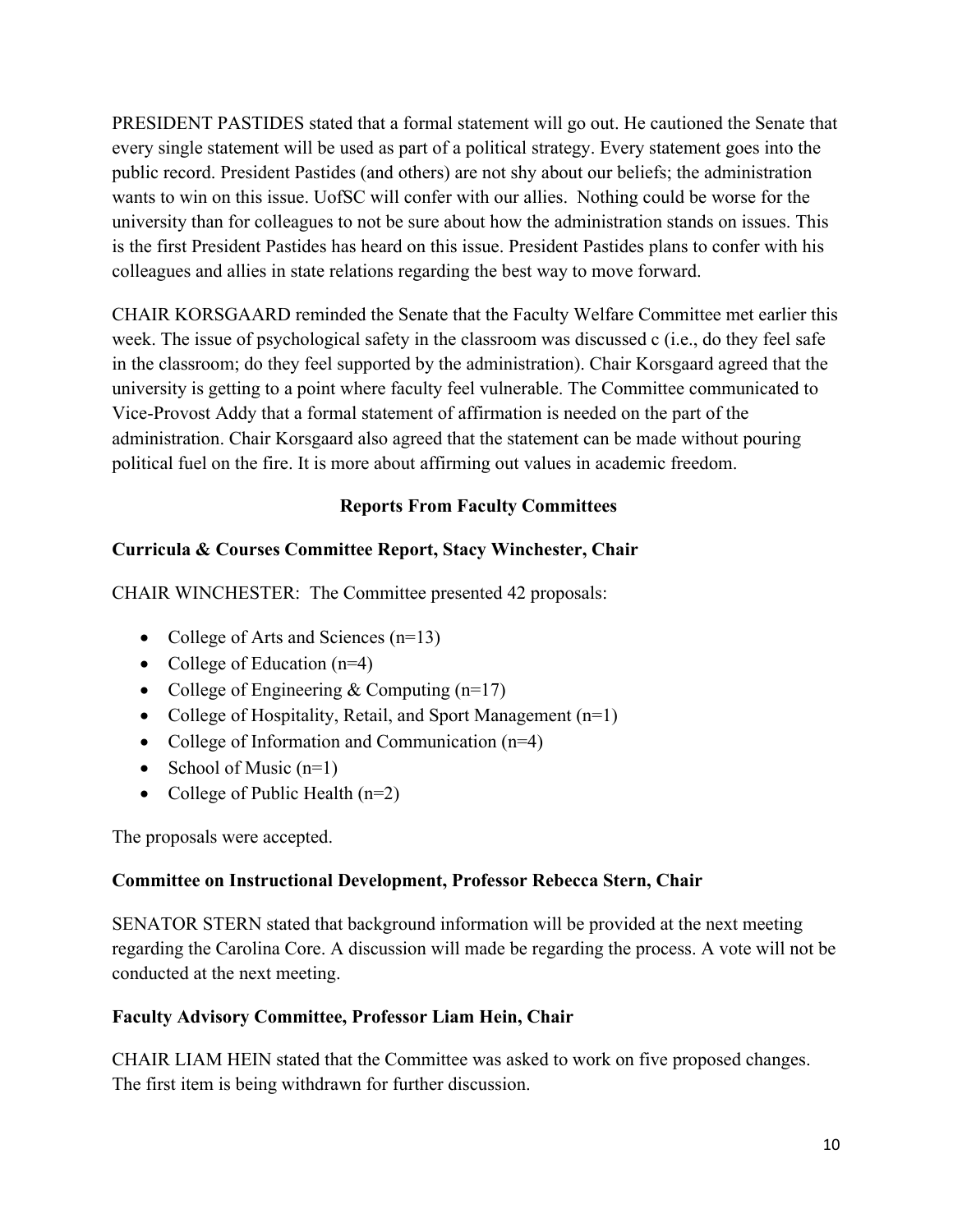PRESIDENT PASTIDES stated that a formal statement will go out. He cautioned the Senate that every single statement will be used as part of a political strategy. Every statement goes into the public record. President Pastides (and others) are not shy about our beliefs; the administration wants to win on this issue. UofSC will confer with our allies. Nothing could be worse for the university than for colleagues to not be sure about how the administration stands on issues. This is the first President Pastides has heard on this issue. President Pastides plans to confer with his colleagues and allies in state relations regarding the best way to move forward.

CHAIR KORSGAARD reminded the Senate that the Faculty Welfare Committee met earlier this week. The issue of psychological safety in the classroom was discussed c (i.e., do they feel safe in the classroom; do they feel supported by the administration). Chair Korsgaard agreed that the university is getting to a point where faculty feel vulnerable. The Committee communicated to Vice-Provost Addy that a formal statement of affirmation is needed on the part of the administration. Chair Korsgaard also agreed that the statement can be made without pouring political fuel on the fire. It is more about affirming out values in academic freedom.

## Reports From Faculty Committees

### Curricula & Courses Committee Report, Stacy Winchester, Chair

CHAIR WINCHESTER: The Committee presented 42 proposals:

- College of Arts and Sciences (n=13)
- College of Education (n=4)
- College of Engineering & Computing (n=17)
- College of Hospitality, Retail, and Sport Management (n=1)
- College of Information and Communication (n=4)
- School of Music (n=1)
- College of Public Health (n=2)

The proposals were accepted.

### Committee on Instructional Development, Professor Rebecca Stern, Chair

SENATOR STERN stated that background information will be provided at the next meeting regarding the Carolina Core. A discussion will made be regarding the process. A vote will not be conducted at the next meeting.

### Faculty Advisory Committee, Professor Liam Hein, Chair

CHAIR LIAM HEIN stated that the Committee was asked to work on five proposed changes. The first item is being withdrawn for further discussion.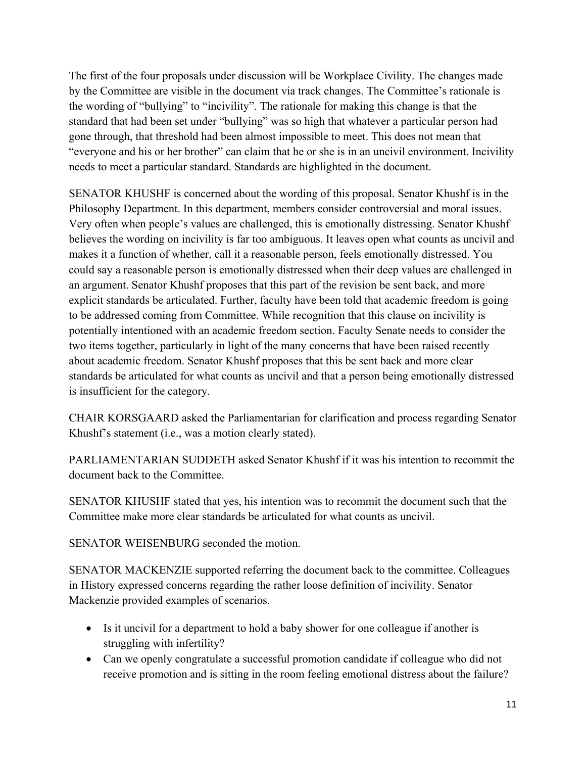The first of the four proposals under discussion will be Workplace Civility. The changes made by the Committee are visible in the document via track changes. The Committee's rationale is the wording of "bullying" to "incivility". The rationale for making this change is that the standard that had been set under "bullying" was so high that whatever a particular person had gone through, that threshold had been almost impossible to meet. This does not mean that "everyone and his or her brother" can claim that he or she is in an uncivil environment. Incivility needs to meet a particular standard. Standards are highlighted in the document.

SENATOR KHUSHF is concerned about the wording of this proposal. Senator Khushf is in the Philosophy Department. In this department, members consider controversial and moral issues. Very often when people's values are challenged, this is emotionally distressing. Senator Khushf believes the wording on incivility is far too ambiguous. It leaves open what counts as uncivil and makes it a function of whether, call it a reasonable person, feels emotionally distressed. You could say a reasonable person is emotionally distressed when their deep values are challenged in an argument. Senator Khushf proposes that this part of the revision be sent back, and more explicit standards be articulated. Further, faculty have been told that academic freedom is going to be addressed coming from Committee. While recognition that this clause on incivility is potentially intentioned with an academic freedom section. Faculty Senate needs to consider the two items together, particularly in light of the many concerns that have been raised recently about academic freedom. Senator Khushf proposes that this be sent back and more clear standards be articulated for what counts as uncivil and that a person being emotionally distressed is insufficient for the category.

CHAIR KORSGAARD asked the Parliamentarian for clarification and process regarding Senator Khushf's statement (i.e., was a motion clearly stated).

PARLIAMENTARIAN SUDDETH asked Senator Khushf if it was his intention to recommit the document back to the Committee.

SENATOR KHUSHF stated that yes, his intention was to recommit the document such that the Committee make more clear standards be articulated for what counts as uncivil.

SENATOR WEISENBURG seconded the motion.

SENATOR MACKENZIE supported referring the document back to the committee. Colleagues in History expressed concerns regarding the rather loose definition of incivility. Senator Mackenzie provided examples of scenarios.

- Is it uncivil for a department to hold a baby shower for one colleague if another is struggling with infertility?
- Can we openly congratulate a successful promotion candidate if colleague who did not receive promotion and is sitting in the room feeling emotional distress about the failure?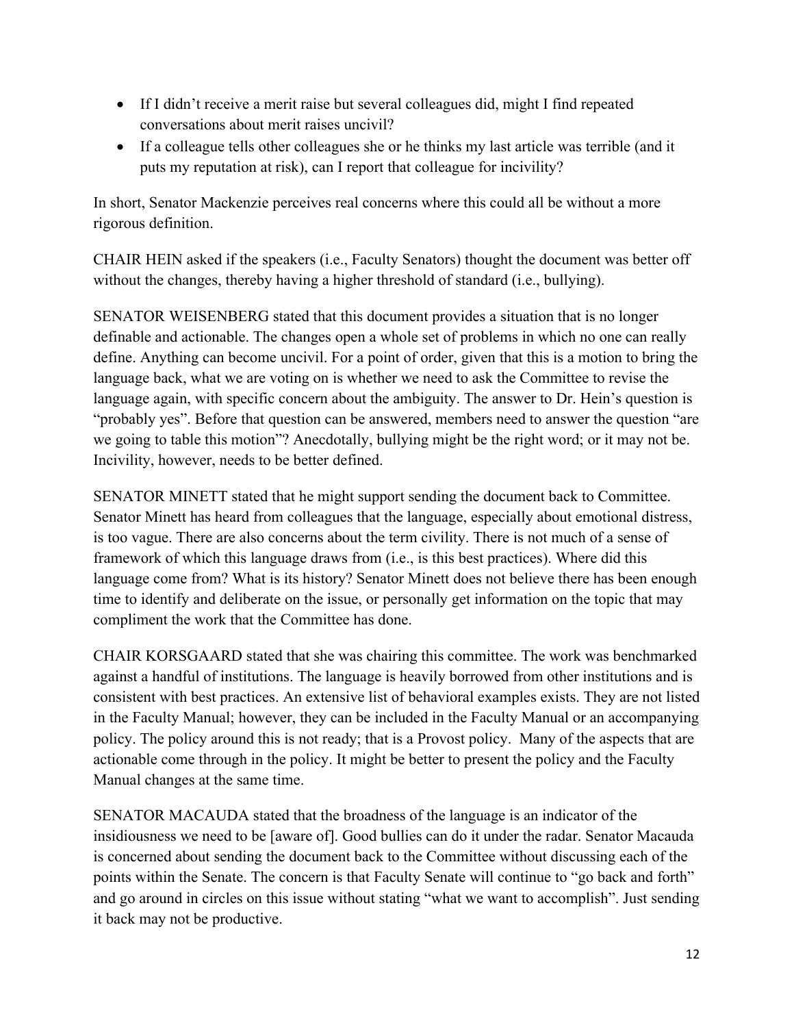- If I didn't receive a merit raise but several colleagues did, might I find repeated conversations about merit raises uncivil?
- If a colleague tells other colleagues she or he thinks my last article was terrible (and it puts my reputation at risk), can I report that colleague for incivility?

In short, Senator Mackenzie perceives real concerns where this could all be without a more rigorous definition.

CHAIR HEIN asked if the speakers (i.e., Faculty Senators) thought the document was better off without the changes, thereby having a higher threshold of standard (i.e., bullying).

SENATOR WEISENBERG stated that this document provides a situation that is no longer definable and actionable. The changes open a whole set of problems in which no one can really define. Anything can become uncivil. For a point of order, given that this is a motion to bring the language back, what we are voting on is whether we need to ask the Committee to revise the language again, with specific concern about the ambiguity. The answer to Dr. Hein's question is "probably yes". Before that question can be answered, members need to answer the question "are we going to table this motion"? Anecdotally, bullying might be the right word; or it may not be. Incivility, however, needs to be better defined.

SENATOR MINETT stated that he might support sending the document back to Committee. Senator Minett has heard from colleagues that the language, especially about emotional distress, is too vague. There are also concerns about the term civility. There is not much of a sense of framework of which this language draws from (i.e., is this best practices). Where did this language come from? What is its history? Senator Minett does not believe there has been enough time to identify and deliberate on the issue, or personally get information on the topic that may compliment the work that the Committee has done.

CHAIR KORSGAARD stated that she was chairing this committee. The work was benchmarked against a handful of institutions. The language is heavily borrowed from other institutions and is consistent with best practices. An extensive list of behavioral examples exists. They are not listed in the Faculty Manual; however, they can be included in the Faculty Manual or an accompanying policy. The policy around this is not ready; that is a Provost policy. Many of the aspects that are actionable come through in the policy. It might be better to present the policy and the Faculty Manual changes at the same time.

SENATOR MACAUDA stated that the broadness of the language is an indicator of the insidiousness we need to be [aware of]. Good bullies can do it under the radar. Senator Macauda is concerned about sending the document back to the Committee without discussing each of the points within the Senate. The concern is that Faculty Senate will continue to "go back and forth" and go around in circles on this issue without stating "what we want to accomplish". Just sending it back may not be productive.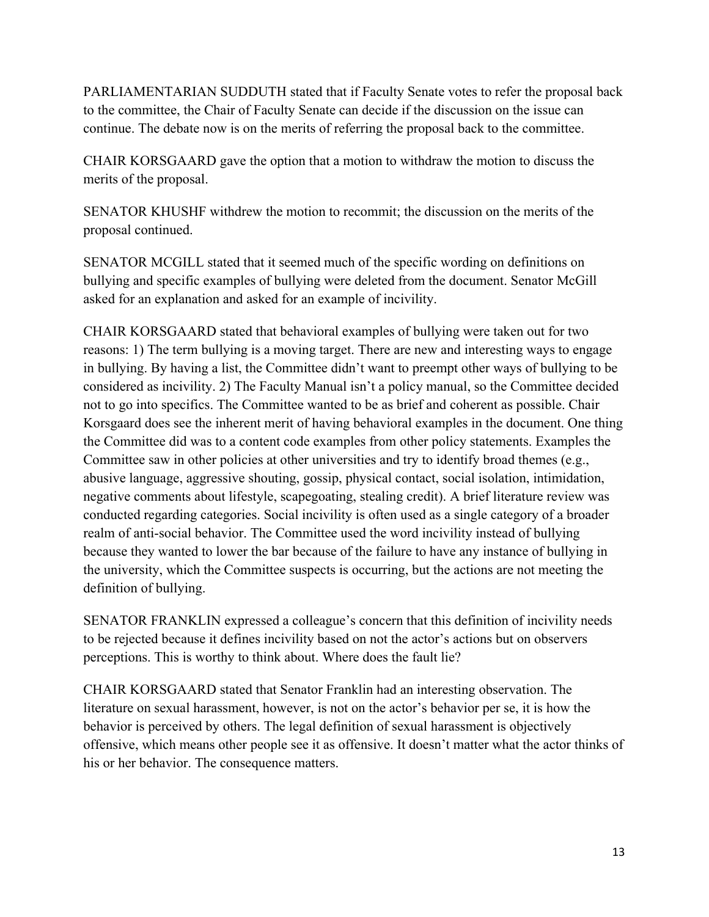PARLIAMENTARIAN SUDDUTH stated that if Faculty Senate votes to refer the proposal back to the committee, the Chair of Faculty Senate can decide if the discussion on the issue can continue. The debate now is on the merits of referring the proposal back to the committee.

CHAIR KORSGAARD gave the option that a motion to withdraw the motion to discuss the merits of the proposal.

SENATOR KHUSHF withdrew the motion to recommit; the discussion on the merits of the proposal continued.

SENATOR MCGILL stated that it seemed much of the specific wording on definitions on bullying and specific examples of bullying were deleted from the document. Senator McGill asked for an explanation and asked for an example of incivility.

CHAIR KORSGAARD stated that behavioral examples of bullying were taken out for two reasons: 1) The term bullying is a moving target. There are new and interesting ways to engage in bullying. By having a list, the Committee didn't want to preempt other ways of bullying to be considered as incivility. 2) The Faculty Manual isn't a policy manual, so the Committee decided not to go into specifics. The Committee wanted to be as brief and coherent as possible. Chair Korsgaard does see the inherent merit of having behavioral examples in the document. One thing the Committee did was to a content code examples from other policy statements. Examples the Committee saw in other policies at other universities and try to identify broad themes (e.g., abusive language, aggressive shouting, gossip, physical contact, social isolation, intimidation, negative comments about lifestyle, scapegoating, stealing credit). A brief literature review was conducted regarding categories. Social incivility is often used as a single category of a broader realm of anti-social behavior. The Committee used the word incivility instead of bullying because they wanted to lower the bar because of the failure to have any instance of bullying in the university, which the Committee suspects is occurring, but the actions are not meeting the definition of bullying.

SENATOR FRANKLIN expressed a colleague's concern that this definition of incivility needs to be rejected because it defines incivility based on not the actor's actions but on observers perceptions. This is worthy to think about. Where does the fault lie?

CHAIR KORSGAARD stated that Senator Franklin had an interesting observation. The literature on sexual harassment, however, is not on the actor's behavior per se, it is how the behavior is perceived by others. The legal definition of sexual harassment is objectively offensive, which means other people see it as offensive. It doesn't matter what the actor thinks of his or her behavior. The consequence matters.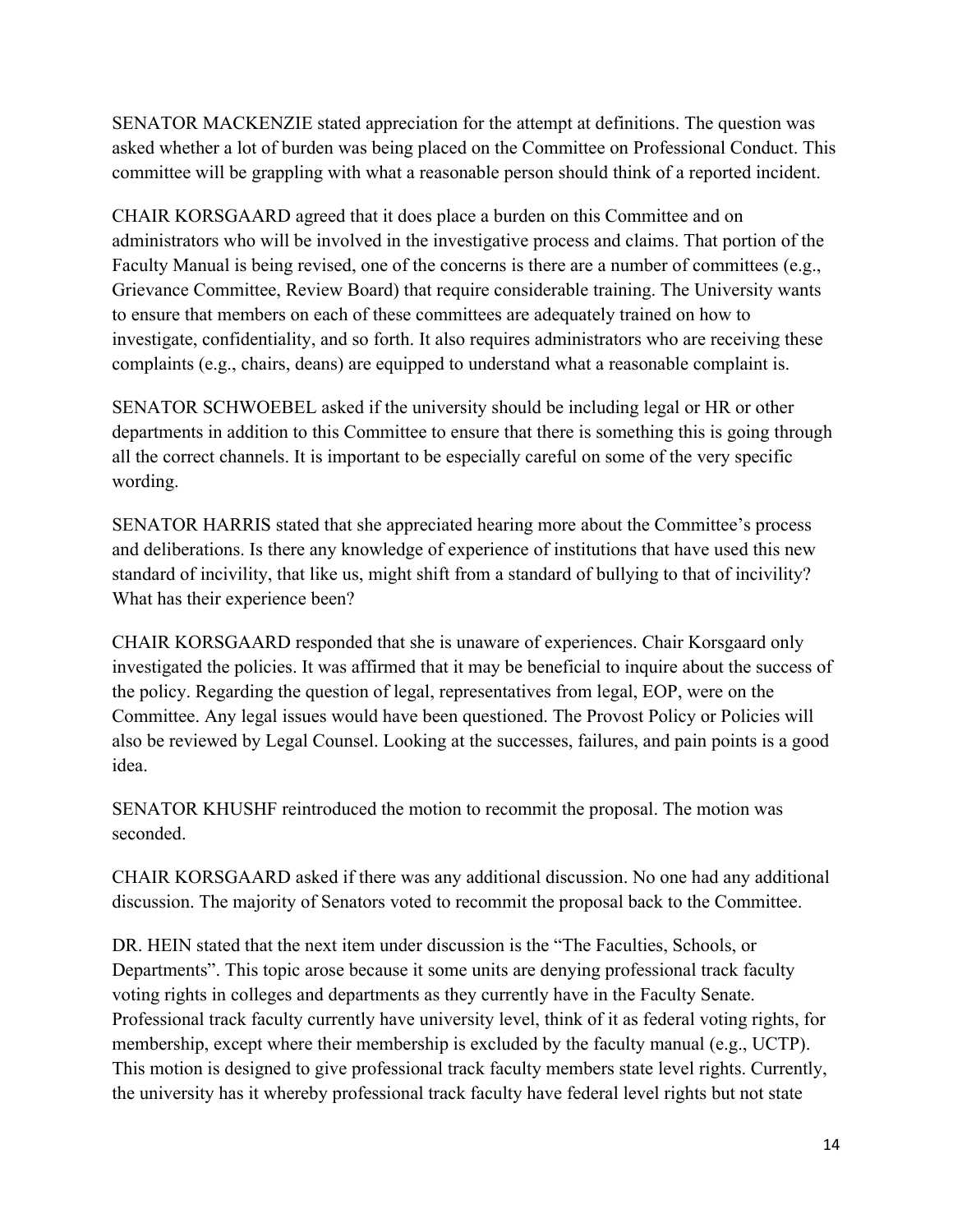SENATOR MACKENZIE stated appreciation for the attempt at definitions. The question was asked whether a lot of burden was being placed on the Committee on Professional Conduct. This committee will be grappling with what a reasonable person should think of a reported incident.

CHAIR KORSGAARD agreed that it does place a burden on this Committee and on administrators who will be involved in the investigative process and claims. That portion of the Faculty Manual is being revised, one of the concerns is there are a number of committees (e.g., Grievance Committee, Review Board) that require considerable training. The University wants to ensure that members on each of these committees are adequately trained on how to investigate, confidentiality, and so forth. It also requires administrators who are receiving these complaints (e.g., chairs, deans) are equipped to understand what a reasonable complaint is.

SENATOR SCHWOEBEL asked if the university should be including legal or HR or other departments in addition to this Committee to ensure that there is something this is going through all the correct channels. It is important to be especially careful on some of the very specific wording.

SENATOR HARRIS stated that she appreciated hearing more about the Committee's process and deliberations. Is there any knowledge of experience of institutions that have used this new standard of incivility, that like us, might shift from a standard of bullying to that of incivility? What has their experience been?

CHAIR KORSGAARD responded that she is unaware of experiences. Chair Korsgaard only investigated the policies. It was affirmed that it may be beneficial to inquire about the success of the policy. Regarding the question of legal, representatives from legal, EOP, were on the Committee. Any legal issues would have been questioned. The Provost Policy or Policies will also be reviewed by Legal Counsel. Looking at the successes, failures, and pain points is a good idea.

SENATOR KHUSHF reintroduced the motion to recommit the proposal. The motion was seconded.

CHAIR KORSGAARD asked if there was any additional discussion. No one had any additional discussion. The majority of Senators voted to recommit the proposal back to the Committee.

DR. HEIN stated that the next item under discussion is the "The Faculties, Schools, or Departments". This topic arose because it some units are denying professional track faculty voting rights in colleges and departments as they currently have in the Faculty Senate. Professional track faculty currently have university level, think of it as federal voting rights, for membership, except where their membership is excluded by the faculty manual (e.g., UCTP). This motion is designed to give professional track faculty members state level rights. Currently, the university has it whereby professional track faculty have federal level rights but not state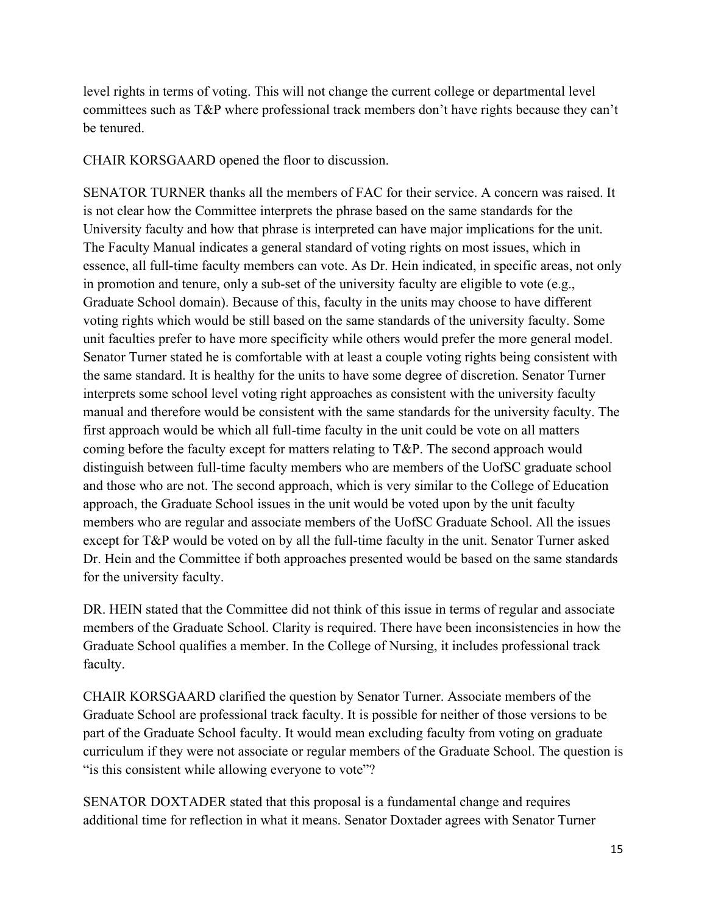level rights in terms of voting. This will not change the current college or departmental level committees such as T&P where professional track members don't have rights because they can't be tenured.

CHAIR KORSGAARD opened the floor to discussion.

SENATOR TURNER thanks all the members of FAC for their service. A concern was raised. It is not clear how the Committee interprets the phrase based on the same standards for the University faculty and how that phrase is interpreted can have major implications for the unit. The Faculty Manual indicates a general standard of voting rights on most issues, which in essence, all full-time faculty members can vote. As Dr. Hein indicated, in specific areas, not only in promotion and tenure, only a sub-set of the university faculty are eligible to vote (e.g., Graduate School domain). Because of this, faculty in the units may choose to have different voting rights which would be still based on the same standards of the university faculty. Some unit faculties prefer to have more specificity while others would prefer the more general model. Senator Turner stated he is comfortable with at least a couple voting rights being consistent with the same standard. It is healthy for the units to have some degree of discretion. Senator Turner interprets some school level voting right approaches as consistent with the university faculty manual and therefore would be consistent with the same standards for the university faculty. The first approach would be which all full-time faculty in the unit could be vote on all matters coming before the faculty except for matters relating to T&P. The second approach would distinguish between full-time faculty members who are members of the UofSC graduate school and those who are not. The second approach, which is very similar to the College of Education approach, the Graduate School issues in the unit would be voted upon by the unit faculty members who are regular and associate members of the UofSC Graduate School. All the issues except for T&P would be voted on by all the full-time faculty in the unit. Senator Turner asked Dr. Hein and the Committee if both approaches presented would be based on the same standards for the university faculty.

DR. HEIN stated that the Committee did not think of this issue in terms of regular and associate members of the Graduate School. Clarity is required. There have been inconsistencies in how the Graduate School qualifies a member. In the College of Nursing, it includes professional track faculty.

CHAIR KORSGAARD clarified the question by Senator Turner. Associate members of the Graduate School are professional track faculty. It is possible for neither of those versions to be part of the Graduate School faculty. It would mean excluding faculty from voting on graduate curriculum if they were not associate or regular members of the Graduate School. The question is "is this consistent while allowing everyone to vote"?

SENATOR DOXTADER stated that this proposal is a fundamental change and requires additional time for reflection in what it means. Senator Doxtader agrees with Senator Turner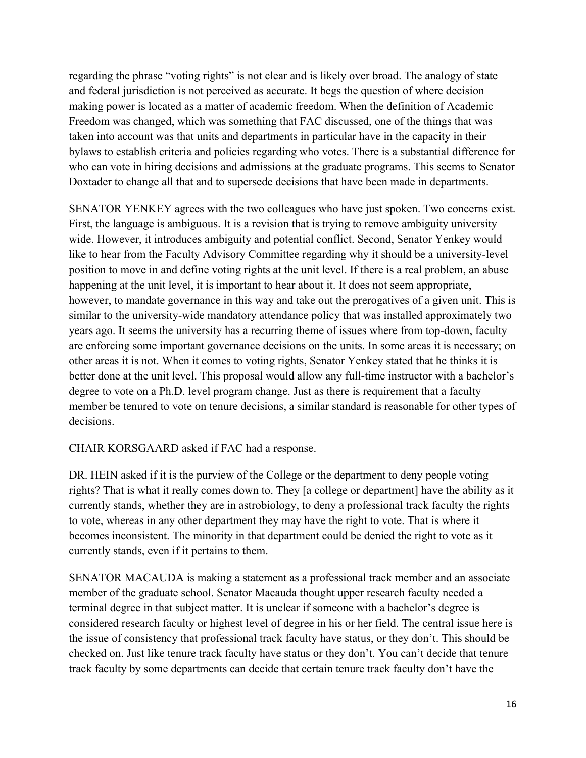regarding the phrase "voting rights" is not clear and is likely over broad. The analogy of state and federal jurisdiction is not perceived as accurate. It begs the question of where decision making power is located as a matter of academic freedom. When the definition of Academic Freedom was changed, which was something that FAC discussed, one of the things that was taken into account was that units and departments in particular have in the capacity in their bylaws to establish criteria and policies regarding who votes. There is a substantial difference for who can vote in hiring decisions and admissions at the graduate programs. This seems to Senator Doxtader to change all that and to supersede decisions that have been made in departments.

SENATOR YENKEY agrees with the two colleagues who have just spoken. Two concerns exist. First, the language is ambiguous. It is a revision that is trying to remove ambiguity university wide. However, it introduces ambiguity and potential conflict. Second, Senator Yenkey would like to hear from the Faculty Advisory Committee regarding why it should be a university-level position to move in and define voting rights at the unit level. If there is a real problem, an abuse happening at the unit level, it is important to hear about it. It does not seem appropriate, however, to mandate governance in this way and take out the prerogatives of a given unit. This is similar to the university-wide mandatory attendance policy that was installed approximately two years ago. It seems the university has a recurring theme of issues where from top-down, faculty are enforcing some important governance decisions on the units. In some areas it is necessary; on other areas it is not. When it comes to voting rights, Senator Yenkey stated that he thinks it is better done at the unit level. This proposal would allow any full-time instructor with a bachelor's degree to vote on a Ph.D. level program change. Just as there is requirement that a faculty member be tenured to vote on tenure decisions, a similar standard is reasonable for other types of decisions.

CHAIR KORSGAARD asked if FAC had a response.

DR. HEIN asked if it is the purview of the College or the department to deny people voting rights? That is what it really comes down to. They [a college or department] have the ability as it currently stands, whether they are in astrobiology, to deny a professional track faculty the rights to vote, whereas in any other department they may have the right to vote. That is where it becomes inconsistent. The minority in that department could be denied the right to vote as it currently stands, even if it pertains to them.

SENATOR MACAUDA is making a statement as a professional track member and an associate member of the graduate school. Senator Macauda thought upper research faculty needed a terminal degree in that subject matter. It is unclear if someone with a bachelor's degree is considered research faculty or highest level of degree in his or her field. The central issue here is the issue of consistency that professional track faculty have status, or they don't. This should be checked on. Just like tenure track faculty have status or they don't. You can't decide that tenure track faculty by some departments can decide that certain tenure track faculty don't have the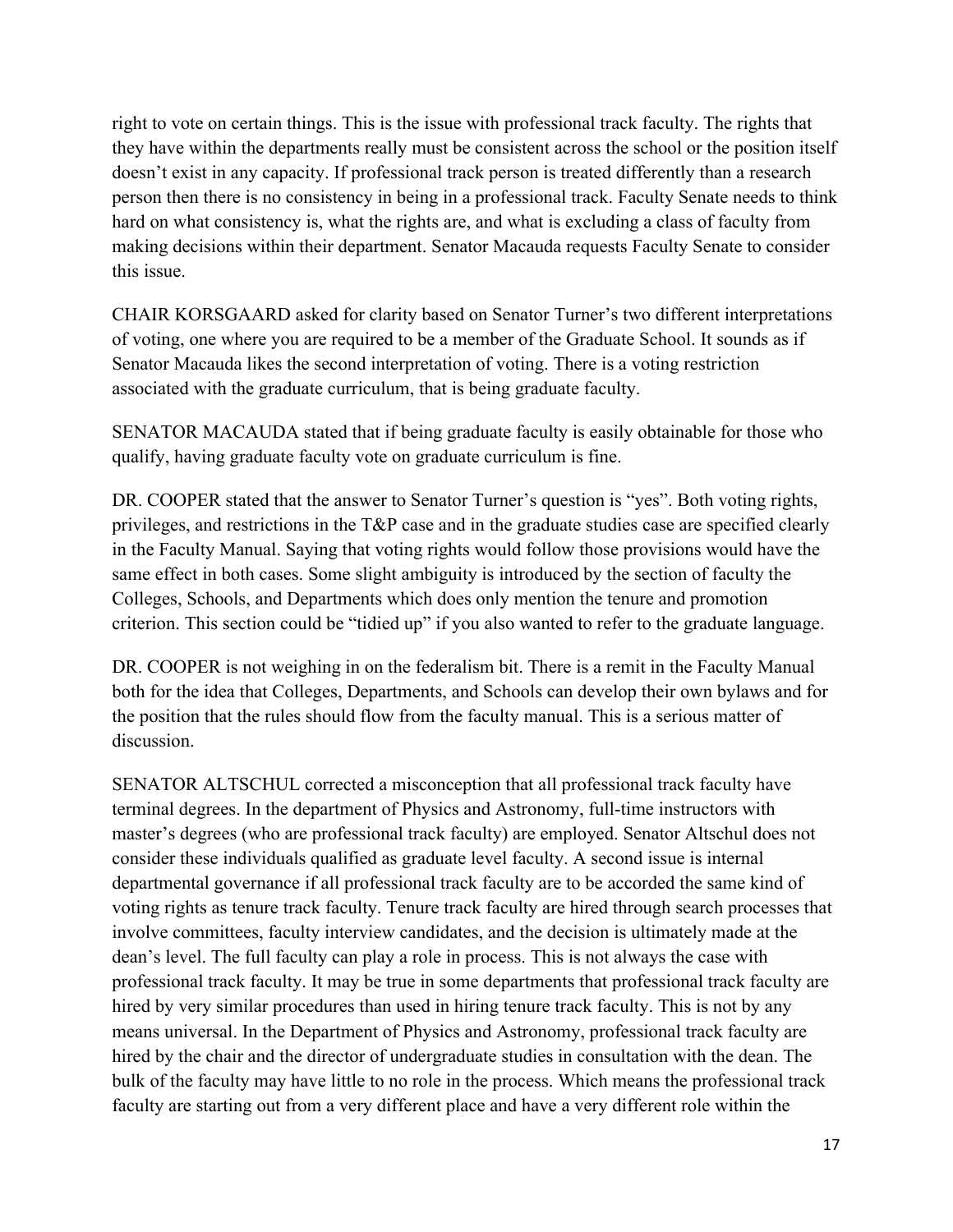right to vote on certain things. This is the issue with professional track faculty. The rights that they have within the departments really must be consistent across the school or the position itself doesn't exist in any capacity. If professional track person is treated differently than a research person then there is no consistency in being in a professional track. Faculty Senate needs to think hard on what consistency is, what the rights are, and what is excluding a class of faculty from making decisions within their department. Senator Macauda requests Faculty Senate to consider this issue.

CHAIR KORSGAARD asked for clarity based on Senator Turner's two different interpretations of voting, one where you are required to be a member of the Graduate School. It sounds as if Senator Macauda likes the second interpretation of voting. There is a voting restriction associated with the graduate curriculum, that is being graduate faculty.

SENATOR MACAUDA stated that if being graduate faculty is easily obtainable for those who qualify, having graduate faculty vote on graduate curriculum is fine.

DR. COOPER stated that the answer to Senator Turner's question is "yes". Both voting rights, privileges, and restrictions in the T&P case and in the graduate studies case are specified clearly in the Faculty Manual. Saying that voting rights would follow those provisions would have the same effect in both cases. Some slight ambiguity is introduced by the section of faculty the Colleges, Schools, and Departments which does only mention the tenure and promotion criterion. This section could be "tidied up" if you also wanted to refer to the graduate language.

DR. COOPER is not weighing in on the federalism bit. There is a remit in the Faculty Manual both for the idea that Colleges, Departments, and Schools can develop their own bylaws and for the position that the rules should flow from the faculty manual. This is a serious matter of discussion.

SENATOR ALTSCHUL corrected a misconception that all professional track faculty have terminal degrees. In the department of Physics and Astronomy, full-time instructors with master's degrees (who are professional track faculty) are employed. Senator Altschul does not consider these individuals qualified as graduate level faculty. A second issue is internal departmental governance if all professional track faculty are to be accorded the same kind of voting rights as tenure track faculty. Tenure track faculty are hired through search processes that involve committees, faculty interview candidates, and the decision is ultimately made at the dean's level. The full faculty can play a role in process. This is not always the case with professional track faculty. It may be true in some departments that professional track faculty are hired by very similar procedures than used in hiring tenure track faculty. This is not by any means universal. In the Department of Physics and Astronomy, professional track faculty are hired by the chair and the director of undergraduate studies in consultation with the dean. The bulk of the faculty may have little to no role in the process. Which means the professional track faculty are starting out from a very different place and have a very different role within the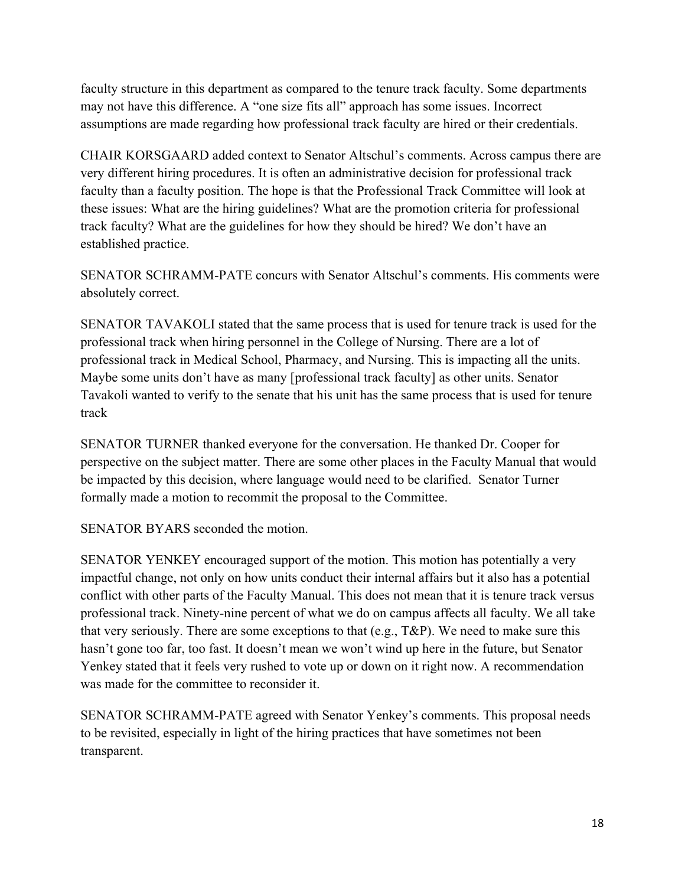faculty structure in this department as compared to the tenure track faculty. Some departments may not have this difference. A "one size fits all" approach has some issues. Incorrect assumptions are made regarding how professional track faculty are hired or their credentials.

CHAIR KORSGAARD added context to Senator Altschul's comments. Across campus there are very different hiring procedures. It is often an administrative decision for professional track faculty than a faculty position. The hope is that the Professional Track Committee will look at these issues: What are the hiring guidelines? What are the promotion criteria for professional track faculty? What are the guidelines for how they should be hired? We don't have an established practice.

SENATOR SCHRAMM-PATE concurs with Senator Altschul's comments. His comments were absolutely correct.

SENATOR TAVAKOLI stated that the same process that is used for tenure track is used for the professional track when hiring personnel in the College of Nursing. There are a lot of professional track in Medical School, Pharmacy, and Nursing. This is impacting all the units. Maybe some units don't have as many [professional track faculty] as other units. Senator Tavakoli wanted to verify to the senate that his unit has the same process that is used for tenure track

SENATOR TURNER thanked everyone for the conversation. He thanked Dr. Cooper for perspective on the subject matter. There are some other places in the Faculty Manual that would be impacted by this decision, where language would need to be clarified. Senator Turner formally made a motion to recommit the proposal to the Committee.

SENATOR BYARS seconded the motion.

SENATOR YENKEY encouraged support of the motion. This motion has potentially a very impactful change, not only on how units conduct their internal affairs but it also has a potential conflict with other parts of the Faculty Manual. This does not mean that it is tenure track versus professional track. Ninety-nine percent of what we do on campus affects all faculty. We all take that very seriously. There are some exceptions to that (e.g., T&P). We need to make sure this hasn't gone too far, too fast. It doesn't mean we won't wind up here in the future, but Senator Yenkey stated that it feels very rushed to vote up or down on it right now. A recommendation was made for the committee to reconsider it.

SENATOR SCHRAMM-PATE agreed with Senator Yenkey's comments. This proposal needs to be revisited, especially in light of the hiring practices that have sometimes not been transparent.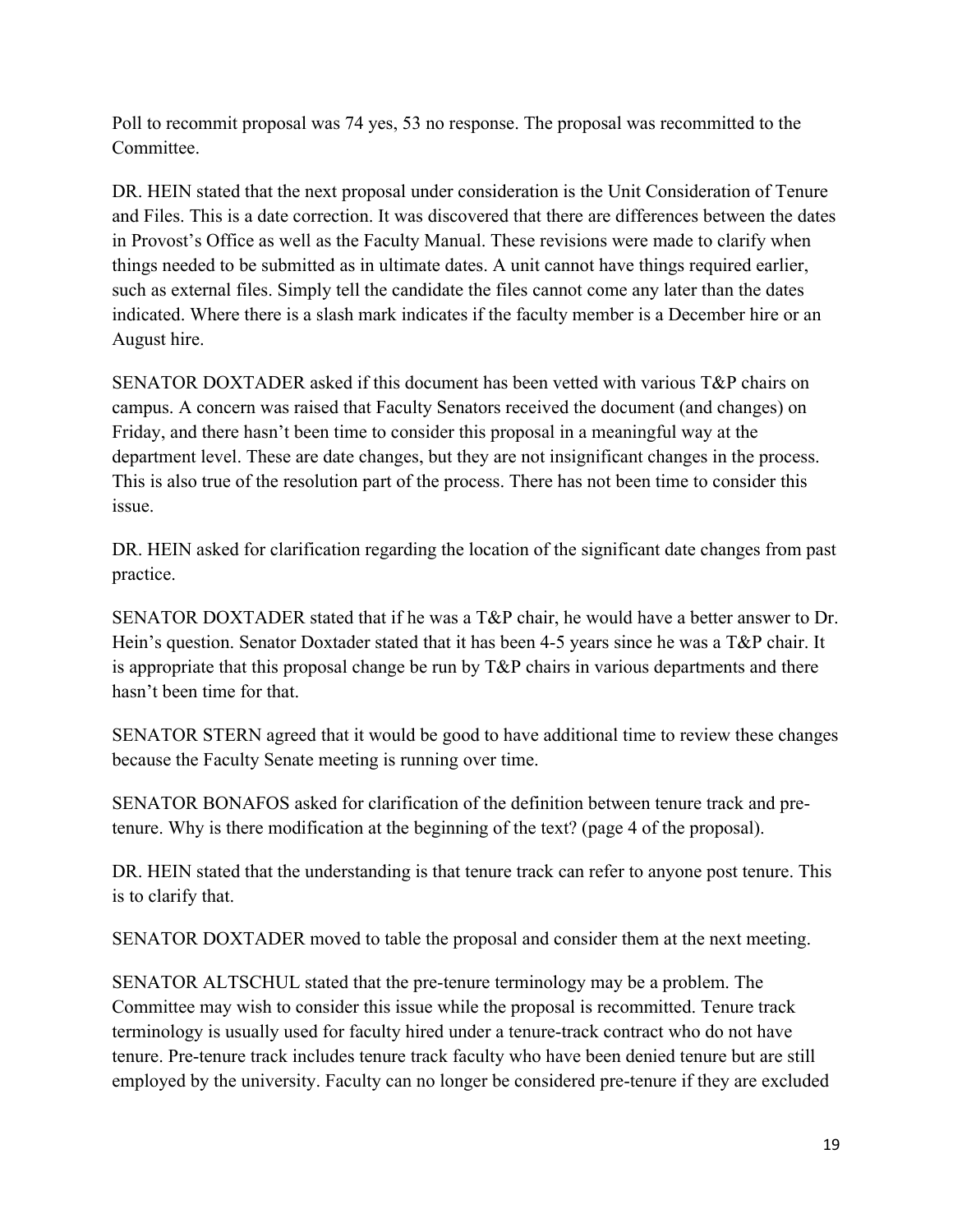Poll to recommit proposal was 74 yes, 53 no response. The proposal was recommitted to the Committee.

DR. HEIN stated that the next proposal under consideration is the Unit Consideration of Tenure and Files. This is a date correction. It was discovered that there are differences between the dates in Provost's Office as well as the Faculty Manual. These revisions were made to clarify when things needed to be submitted as in ultimate dates. A unit cannot have things required earlier, such as external files. Simply tell the candidate the files cannot come any later than the dates indicated. Where there is a slash mark indicates if the faculty member is a December hire or an August hire.

SENATOR DOXTADER asked if this document has been vetted with various T&P chairs on campus. A concern was raised that Faculty Senators received the document (and changes) on Friday, and there hasn't been time to consider this proposal in a meaningful way at the department level. These are date changes, but they are not insignificant changes in the process. This is also true of the resolution part of the process. There has not been time to consider this issue.

DR. HEIN asked for clarification regarding the location of the significant date changes from past practice.

SENATOR DOXTADER stated that if he was a T&P chair, he would have a better answer to Dr. Hein's question. Senator Doxtader stated that it has been 4-5 years since he was a T&P chair. It is appropriate that this proposal change be run by T&P chairs in various departments and there hasn't been time for that.

SENATOR STERN agreed that it would be good to have additional time to review these changes because the Faculty Senate meeting is running over time.

SENATOR BONAFOS asked for clarification of the definition between tenure track and pre-tenure. Why is there modification at the beginning of the text? (page 4 of the proposal).

DR. HEIN stated that the understanding is that tenure track can refer to anyone post tenure. This is to clarify that.

SENATOR DOXTADER moved to table the proposal and consider them at the next meeting.

SENATOR ALTSCHUL stated that the pre-tenure terminology may be a problem. The Committee may wish to consider this issue while the proposal is recommitted. Tenure track terminology is usually used for faculty hired under a tenure-track contract who do not have tenure. Pre-tenure track includes tenure track faculty who have been denied tenure but are still employed by the university. Faculty can no longer be considered pre-tenure if they are excluded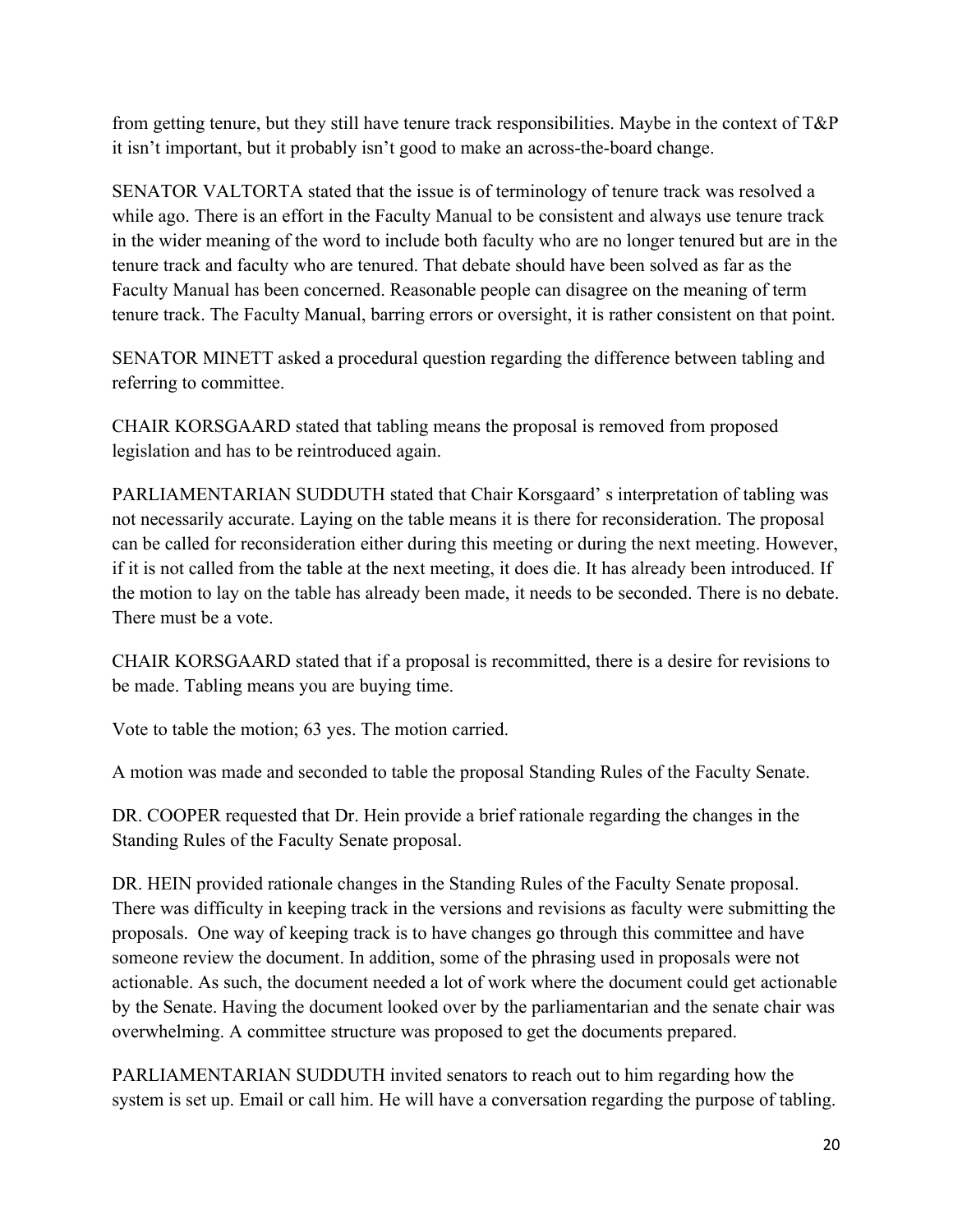from getting tenure, but they still have tenure track responsibilities. Maybe in the context of T&P it isn't important, but it probably isn't good to make an across-the-board change.

SENATOR VALTORTA stated that the issue is of terminology of tenure track was resolved a while ago. There is an effort in the Faculty Manual to be consistent and always use tenure track in the wider meaning of the word to include both faculty who are no longer tenured but are in the tenure track and faculty who are tenured. That debate should have been solved as far as the Faculty Manual has been concerned. Reasonable people can disagree on the meaning of term tenure track. The Faculty Manual, barring errors or oversight, it is rather consistent on that point.

SENATOR MINETT asked a procedural question regarding the difference between tabling and referring to committee.

CHAIR KORSGAARD stated that tabling means the proposal is removed from proposed legislation and has to be reintroduced again.

PARLIAMENTARIAN SUDDUTH stated that Chair Korsgaard' s interpretation of tabling was not necessarily accurate. Laying on the table means it is there for reconsideration. The proposal can be called for reconsideration either during this meeting or during the next meeting. However, if it is not called from the table at the next meeting, it does die. It has already been introduced. If the motion to lay on the table has already been made, it needs to be seconded. There is no debate. There must be a vote.

CHAIR KORSGAARD stated that if a proposal is recommitted, there is a desire for revisions to be made. Tabling means you are buying time.

Vote to table the motion; 63 yes. The motion carried.

A motion was made and seconded to table the proposal Standing Rules of the Faculty Senate.

DR. COOPER requested that Dr. Hein provide a brief rationale regarding the changes in the Standing Rules of the Faculty Senate proposal.

DR. HEIN provided rationale changes in the Standing Rules of the Faculty Senate proposal. There was difficulty in keeping track in the versions and revisions as faculty were submitting the proposals. One way of keeping track is to have changes go through this committee and have someone review the document. In addition, some of the phrasing used in proposals were not actionable. As such, the document needed a lot of work where the document could get actionable by the Senate. Having the document looked over by the parliamentarian and the senate chair was overwhelming. A committee structure was proposed to get the documents prepared.

PARLIAMENTARIAN SUDDUTH invited senators to reach out to him regarding how the system is set up. Email or call him. He will have a conversation regarding the purpose of tabling.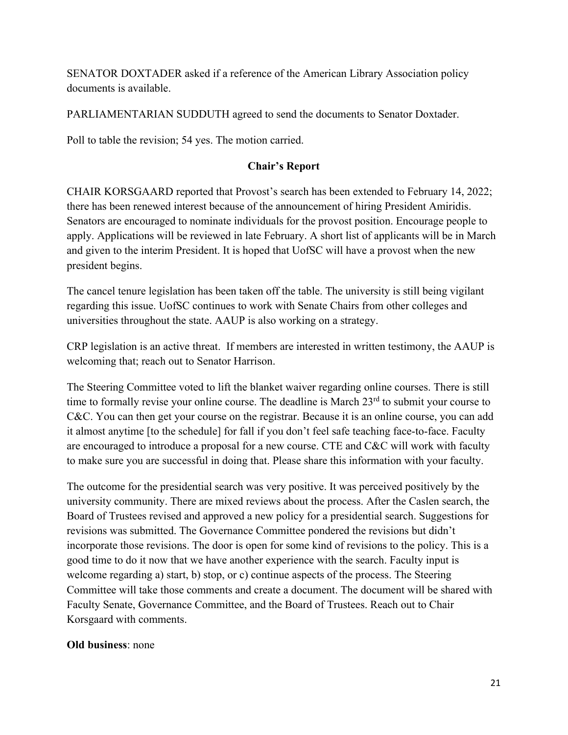SENATOR DOXTADER asked if a reference of the American Library Association policy documents is available.

PARLIAMENTARIAN SUDDUTH agreed to send the documents to Senator Doxtader.

Poll to table the revision; 54 yes. The motion carried.

## Chair's Report

CHAIR KORSGAARD reported that Provost's search has been extended to February 14, 2022; there has been renewed interest because of the announcement of hiring President Amiridis. Senators are encouraged to nominate individuals for the provost position. Encourage people to apply. Applications will be reviewed in late February. A short list of applicants will be in March and given to the interim President. It is hoped that UofSC will have a provost when the new president begins.

The cancel tenure legislation has been taken off the table. The university is still being vigilant regarding this issue. UofSC continues to work with Senate Chairs from other colleges and universities throughout the state. AAUP is also working on a strategy.

CRP legislation is an active threat. If members are interested in written testimony, the AAUP is welcoming that; reach out to Senator Harrison.

The Steering Committee voted to lift the blanket waiver regarding online courses. There is still time to formally revise your online course. The deadline is March 23rd to submit your course to C&C. You can then get your course on the registrar. Because it is an online course, you can add it almost anytime [to the schedule] for fall if you don't feel safe teaching face-to-face. Faculty are encouraged to introduce a proposal for a new course. CTE and C&C will work with faculty to make sure you are successful in doing that. Please share this information with your faculty.

The outcome for the presidential search was very positive. It was perceived positively by the university community. There are mixed reviews about the process. After the Caslen search, the Board of Trustees revised and approved a new policy for a presidential search. Suggestions for revisions was submitted. The Governance Committee pondered the revisions but didn't incorporate those revisions. The door is open for some kind of revisions to the policy. This is a good time to do it now that we have another experience with the search. Faculty input is welcome regarding a) start, b) stop, or c) continue aspects of the process. The Steering Committee will take those comments and create a document. The document will be shared with Faculty Senate, Governance Committee, and the Board of Trustees. Reach out to Chair Korsgaard with comments.

**Old business**: none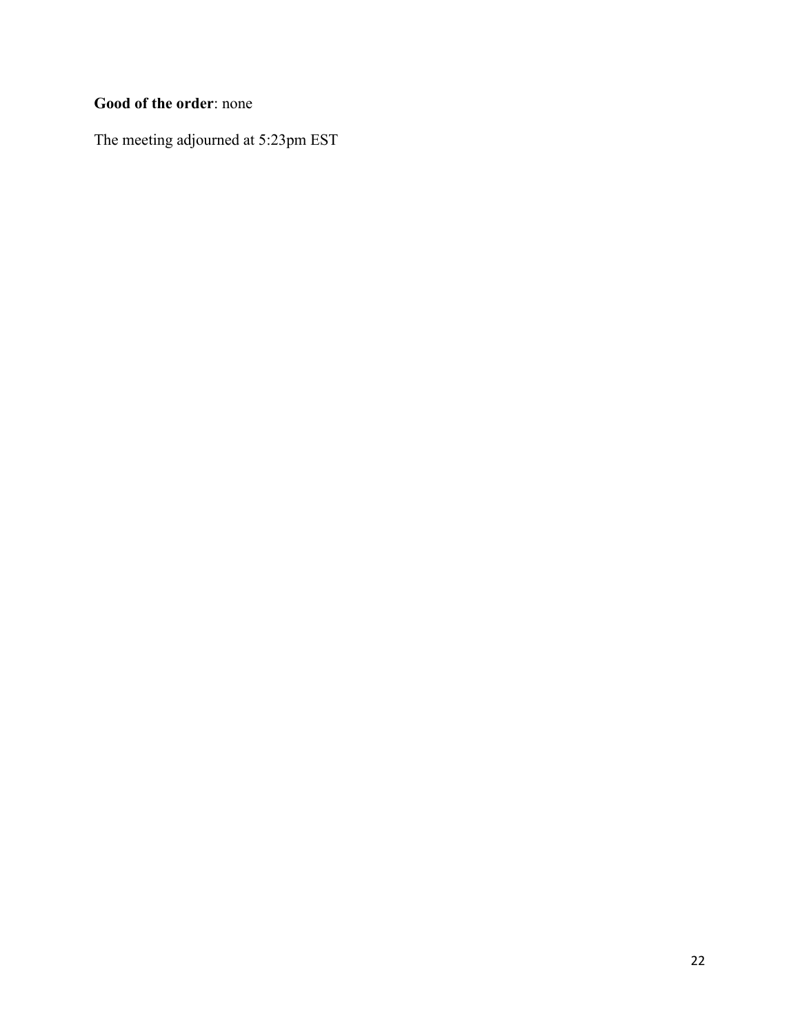**Good of the order**: none

The meeting adjourned at 5:23pm EST